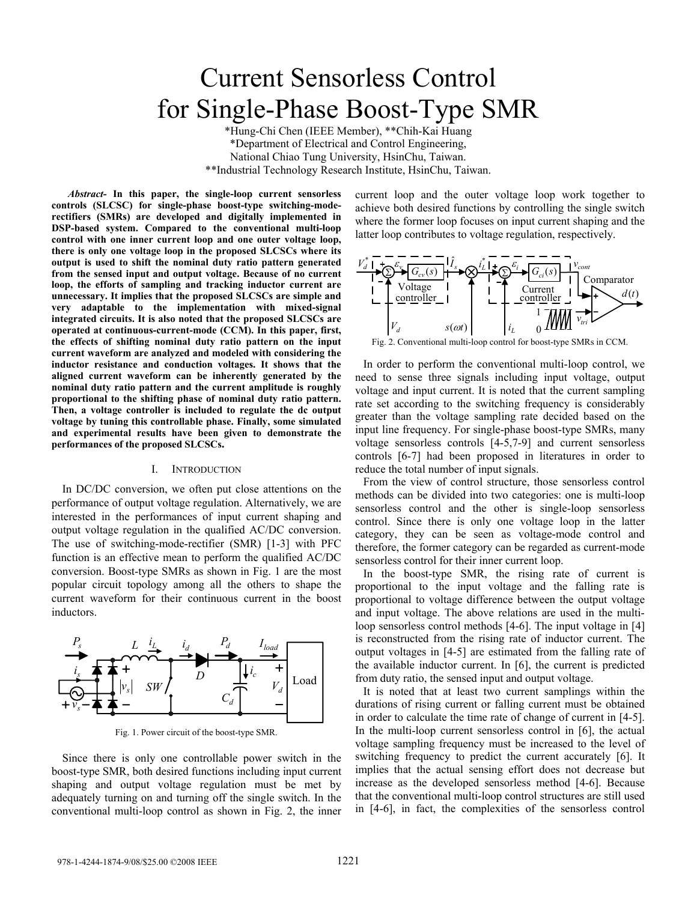# Current Sensorless Control for Single-Phase Boost-Type SMR

*Hung-Chi Chen (IEEE Member), **Chih-Kai Huang

*Department of Electrical and Control Engineering, National Chiao Tung University, HsinChu, Taiwan.

**Industrial Technology Research Institute, HsinChu, Taiwan.

***Abstract*- In this paper, the single-loop current sensorless controls (SLCSC) for single-phase boost-type switching-mode-rectifiers (SMRs) are developed and digitally implemented in DSP-based system. Compared to the conventional multi-loop control with one inner current loop and one outer voltage loop, there is only one voltage loop in the proposed SLCSCs where its output is used to shift the nominal duty ratio pattern generated from the sensed input and output voltage. Because of no current loop, the efforts of sampling and tracking inductor current are unnecessary. It implies that the proposed SLCSCs are simple and very adaptable to the implementation with mixed-signal integrated circuits. It is also noted that the proposed SLCSCs are operated at continuous-current-mode (CCM). In this paper, first, the effects of shifting nominal duty ratio pattern on the input current waveform are analyzed and modeled with considering the inductor resistance and conduction voltages. It shows that the aligned current waveform can be inherently generated by the nominal duty ratio pattern and the current amplitude is roughly proportional to the shifting phase of nominal duty ratio pattern. Then, a voltage controller is included to regulate the dc output voltage by tuning this controllable phase. Finally, some simulated and experimental results have been given to demonstrate the performances of the proposed SLCSCs.**

## I. Introduction

In DC/DC conversion, we often put close attentions on the performance of output voltage regulation. Alternatively, we are interested in the performances of input current shaping and output voltage regulation in the qualified AC/DC conversion. The use of switching-mode-rectifier (SMR) [1-3] with PFC function is an effective mean to perform the qualified AC/DC conversion. Boost-type SMRs as shown in Fig. 1 are the most popular circuit topology among all the others to shape the current waveform for their continuous current in the boost inductors.

Fig. 1. Power circuit of the boost-type SMR.

Since there is only one controllable power switch in the boost-type SMR, both desired functions including input current shaping and output voltage regulation must be met by adequately turning on and turning off the single switch. In the conventional multi-loop control as shown in Fig. 2, the inner current loop and the outer voltage loop work together to achieve both desired functions by controlling the single switch where the former loop focuses on input current shaping and the latter loop contributes to voltage regulation, respectively.

Fig. 2. Conventional multi-loop control for boost-type SMRs in CCM.

In order to perform the conventional multi-loop control, we need to sense three signals including input voltage, output voltage and input current. It is noted that the current sampling rate set according to the switching frequency is considerably greater than the voltage sampling rate decided based on the input line frequency. For single-phase boost-type SMRs, many voltage sensorless controls [4-5,7-9] and current sensorless controls [6-7] had been proposed in literatures in order to reduce the total number of input signals.

From the view of control structure, those sensorless control methods can be divided into two categories: one is multi-loop sensorless control and the other is single-loop sensorless control. Since there is only one voltage loop in the latter category, they can be seen as voltage-mode control and therefore, the former category can be regarded as current-mode sensorless control for their inner current loop.

In the boost-type SMR, the rising rate of current is proportional to the input voltage and the falling rate is proportional to voltage difference between the output voltage and input voltage. The above relations are used in the multi-loop sensorless control methods [4-6]. The input voltage in [4] is reconstructed from the rising rate of inductor current. The output voltages in [4-5] are estimated from the falling rate of the available inductor current. In [6], the current is predicted from duty ratio, the sensed input and output voltage.

It is noted that at least two current samplings within the durations of rising current or falling current must be obtained in order to calculate the time rate of change of current in [4-5]. In the multi-loop current sensorless control in [6], the actual voltage sampling frequency must be increased to the level of switching frequency to predict the current accurately [6]. It implies that the actual sensing effort does not decrease but increase as the developed sensorless method [4-6]. Because that the conventional multi-loop control structures are still used in [4-6], in fact, the complexities of the sensorless control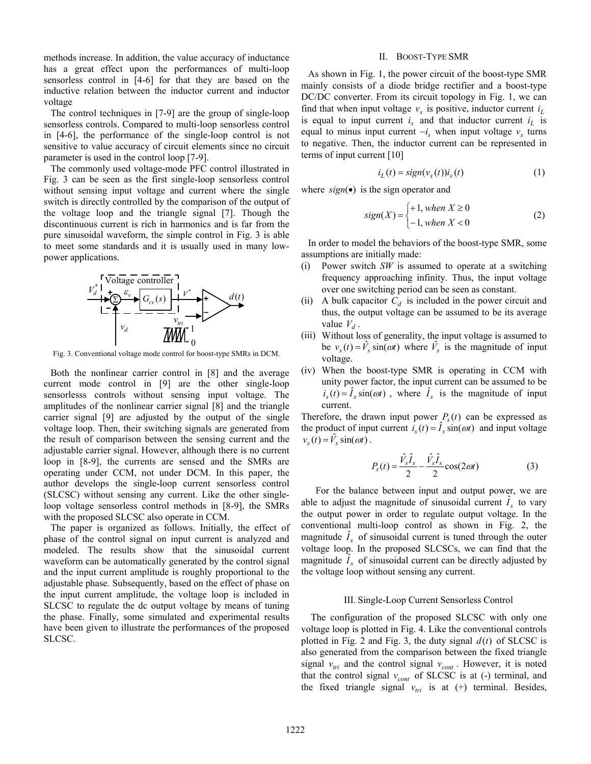methods increase. In addition, the value accuracy of inductance has a great effect upon the performances of multi-loop sensorless control in [4-6] for that they are based on the inductive relation between the inductor current and inductor voltage

The control techniques in [7-9] are the group of single-loop sensorless controls. Compared to multi-loop sensorless control in [4-6], the performance of the single-loop control is not sensitive to value accuracy of circuit elements since no circuit parameter is used in the control loop [7-9].

The commonly used voltage-mode PFC control illustrated in Fig. 3 can be seen as the first single-loop sensorless control without sensing input voltage and current where the single switch is directly controlled by the comparison of the output of the voltage loop and the triangle signal [7]. Though the discontinuous current is rich in harmonics and is far from the pure sinusoidal waveform, the simple control in Fig. 3 is able to meet some standards and it is usually used in many low-power applications.

Fig. 3. Conventional voltage mode control for boost-type SMRs in DCM.

Both the nonlinear carrier control in [8] and the average current mode control in [9] are the other single-loop sensorlesss controls without sensing input voltage. The amplitudes of the nonlinear carrier signal [8] and the triangle carrier signal [9] are adjusted by the output of the single voltage loop. Then, their switching signals are generated from the result of comparison between the sensing current and the adjustable carrier signal. However, although there is no current loop in [8-9], the currents are sensed and the SMRs are operating under CCM, not under DCM. In this paper, the author develops the single-loop current sensorless control (SLCSC) without sensing any current. Like the other single-loop voltage sensorless control methods in [8-9], the SMRs with the proposed SLCSC also operate in CCM.

The paper is organized as follows. Initially, the effect of phase of the control signal on input current is analyzed and modeled. The results show that the sinusoidal current waveform can be automatically generated by the control signal and the input current amplitude is roughly proportional to the adjustable phase. Subsequently, based on the effect of phase on the input current amplitude, the voltage loop is included in SLCSC to regulate the dc output voltage by means of tuning the phase. Finally, some simulated and experimental results have been given to illustrate the performances of the proposed SLCSC.

## II. Boost-Type SMR

As shown in Fig. 1, the power circuit of the boost-type SMR mainly consists of a diode bridge rectifier and a boost-type DC/DC converter. From its circuit topology in Fig. 1, we can find that when input voltage $v_s$ is positive, inductor current $i_L$ is equal to input current $i_s$ and that inductor current $i_L$ is equal to minus input current $-i_s$ when input voltage $v_s$ turns to negative. Then, the inductor current can be represented in terms of input current [10]

$$i_L(t) = sign(v_s(t))i_s(t) \tag{1}$$

where $sign(\bullet)$ is the sign operator and

$$sign(X) = \begin{cases} +1, \, when \; X \geq 0 \\ -1, \, when \; X < 0 \end{cases} \tag{2}$$

In order to model the behaviors of the boost-type SMR, some assumptions are initially made:

(i) Power switch *SW* is assumed to operate at a switching frequency approaching infinity. Thus, the input voltage over one switching period can be seen as constant.
(ii) A bulk capacitor $C_d$ is included in the power circuit and thus, the output voltage can be assumed to be its average value $V_d$.
(iii) Without loss of generality, the input voltage is assumed to be $v_s(t) = \hat{V}_s \sin(\omega t)$ where $\hat{V}_s$ is the magnitude of input voltage.
(iv) When the boost-type SMR is operating in CCM with unity power factor, the input current can be assumed to be $i_s(t) = \hat{I}_s \sin(\omega t)$, where $\hat{I}_s$ is the magnitude of input current.

Therefore, the drawn input power $P_s(t)$ can be expressed as the product of input current $i_s(t) = \hat{I}_s \sin(\omega t)$ and input voltage $v_s(t) = \hat{V}_s \sin(\omega t)$.

$$P_s(t) = \frac{\hat{V}_s \hat{I}_s}{2} - \frac{\hat{V}_s \hat{I}_s}{2}\cos(2\omega t) \tag{3}$$

For the balance between input and output power, we are able to adjust the magnitude of sinusoidal current $\hat{I}_s$ to vary the output power in order to regulate output voltage. In the conventional multi-loop control as shown in Fig. 2, the magnitude $\hat{I}_s$ of sinusoidal current is tuned through the outer voltage loop. In the proposed SLCSCs, we can find that the magnitude $\hat{I}_s$ of sinusoidal current can be directly adjusted by the voltage loop without sensing any current.

## III. Single-Loop Current Sensorless Control

The configuration of the proposed SLCSC with only one voltage loop is plotted in Fig. 4. Like the conventional controls plotted in Fig. 2 and Fig. 3, the duty signal $d(t)$ of SLCSC is also generated from the comparison between the fixed triangle signal $v_{tri}$ and the control signal $v_{cont}$. However, it is noted that the control signal $v_{cont}$ of SLCSC is at (-) terminal, and the fixed triangle signal $v_{tri}$ is at (+) terminal. Besides,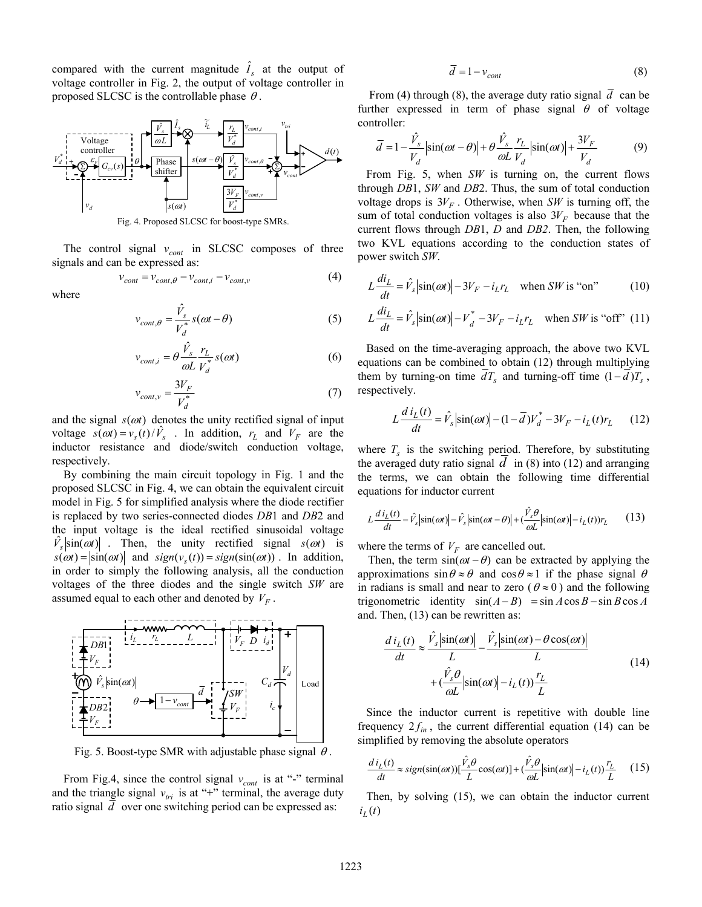compared with the current magnitude $\hat{I}_s$ at the output of voltage controller in Fig. 2, the output of voltage controller in proposed SLCSC is the controllable phase $\theta$.

Fig. 4. Proposed SLCSC for boost-type SMRs.

The control signal $v_{cont}$ in SLCSC composes of three signals and can be expressed as:

$$v_{cont} = v_{cont,\theta} - v_{cont,i} - v_{cont,v} \tag{4}$$

where

$$v_{cont,\theta} = \frac{\hat{V}_s}{V_d^*} s(\omega t - \theta) \tag{5}$$

$$v_{cont,i} = \theta \frac{\hat{V}_s}{\omega L} \frac{r_L}{V_d^*} s(\omega t) \tag{6}$$

$$v_{cont,v} = \frac{3V_F}{V_d^*} \tag{7}$$

and the signal $s(\omega t)$ denotes the unity rectified signal of input voltage $s(\omega t) = v_s(t)/\hat{V}_s$ . In addition, $r_L$ and $V_F$ are the inductor resistance and diode/switch conduction voltage, respectively.

By combining the main circuit topology in Fig. 1 and the proposed SLCSC in Fig. 4, we can obtain the equivalent circuit model in Fig. 5 for simplified analysis where the diode rectifier is replaced by two series-connected diodes $DB1$ and $DB2$ and the input voltage is the ideal rectified sinusoidal voltage $\hat{V}_s|\sin(\omega t)|$ . Then, the unity rectified signal $s(\omega t)$ is $s(\omega t) = |\sin(\omega t)|$ and $sign(v_s(t)) = sign(\sin(\omega t))$ . In addition, in order to simply the following analysis, all the conduction voltages of the three diodes and the single switch $SW$ are assumed equal to each other and denoted by $V_F$.

Fig. 5. Boost-type SMR with adjustable phase signal $\theta$.

From Fig.4, since the control signal $v_{cont}$ is at "-" terminal and the triangle signal $v_{tri}$ is at "+" terminal, the average duty ratio signal $\overline{d}$ over one switching period can be expressed as:

$$\overline{d} = 1 - v_{cont} \tag{8}$$

From (4) through (8), the average duty ratio signal $\overline{d}$ can be further expressed in term of phase signal $\theta$ of voltage controller:

$$\overline{d} = 1 - \frac{\hat{V}_s}{V_d}|\sin(\omega t - \theta)| + \theta \frac{\hat{V}_s}{\omega L} \frac{r_L}{V_d}|\sin(\omega t)| + \frac{3V_F}{V_d} \tag{9}$$

From Fig. 5, when $SW$ is turning on, the current flows through $DB1$, $SW$ and $DB2$. Thus, the sum of total conduction voltage drops is $3V_F$ . Otherwise, when $SW$ is turning off, the sum of total conduction voltages is also $3V_F$ because that the current flows through $DB1$, $D$ and $DB2$. Then, the following two KVL equations according to the conduction states of power switch $SW$.

$$L\frac{di_L}{dt} = \hat{V}_s|\sin(\omega t)| - 3V_F - i_L r_L \quad \text{when } SW \text{ is "on"} \tag{10}$$

$$L\frac{di_L}{dt} = \hat{V}_s|\sin(\omega t)| - V_d^* - 3V_F - i_L r_L \quad \text{when } SW \text{ is "off"} \tag{11}$$

Based on the time-averaging approach, the above two KVL equations can be combined to obtain (12) through multiplying them by turning-on time $\overline{d}T_s$ and turning-off time $(1-\overline{d})T_s$ , respectively.

$$L\frac{d\,i_L(t)}{dt} = \hat{V}_s|\sin(\omega t)| - (1-\overline{d})V_d^* - 3V_F - i_L(t) r_L \tag{12}$$

where $T_s$ is the switching period. Therefore, by substituting the averaged duty ratio signal $\overline{d}$ in (8) into (12) and arranging the terms, we can obtain the following time differential equations for inductor current

$$L\frac{d\,i_L(t)}{dt} = \hat{V}_s|\sin(\omega t)| - \hat{V}_s|\sin(\omega t - \theta)| + (\frac{\hat{V}_s\theta}{\omega L}|\sin(\omega t)| - i_L(t)) r_L \tag{13}$$

where the terms of $V_F$ are cancelled out.

Then, the term $\sin(\omega t - \theta)$ can be extracted by applying the approximations $\sin\theta \approx \theta$ and $\cos\theta \approx 1$ if the phase signal $\theta$ in radians is small and near to zero ( $\theta \approx 0$ ) and the following trigonometric identity $\sin(A-B) = \sin A\cos B - \sin B\cos A$ and. Then, (13) can be rewritten as:

$$\frac{d\,i_L(t)}{dt} \approx \frac{\hat{V}_s|\sin(\omega t)|}{L} - \frac{\hat{V}_s|\sin(\omega t) - \theta\cos(\omega t)|}{L} + (\frac{\hat{V}_s\theta}{\omega L}|\sin(\omega t)| - i_L(t))\frac{r_L}{L} \tag{14}$$

Since the inductor current is repetitive with double line frequency $2f_{in}$ , the current differential equation (14) can be simplified by removing the absolute operators

$$\frac{d\,i_L(t)}{dt} \approx sign(\sin(\omega t))[\frac{\hat{V}_s\theta}{L}\cos(\omega t)] + (\frac{\hat{V}_s\theta}{\omega L}|\sin(\omega t)| - i_L(t))\frac{r_L}{L} \tag{15}$$

Then, by solving (15), we can obtain the inductor current $i_L(t)$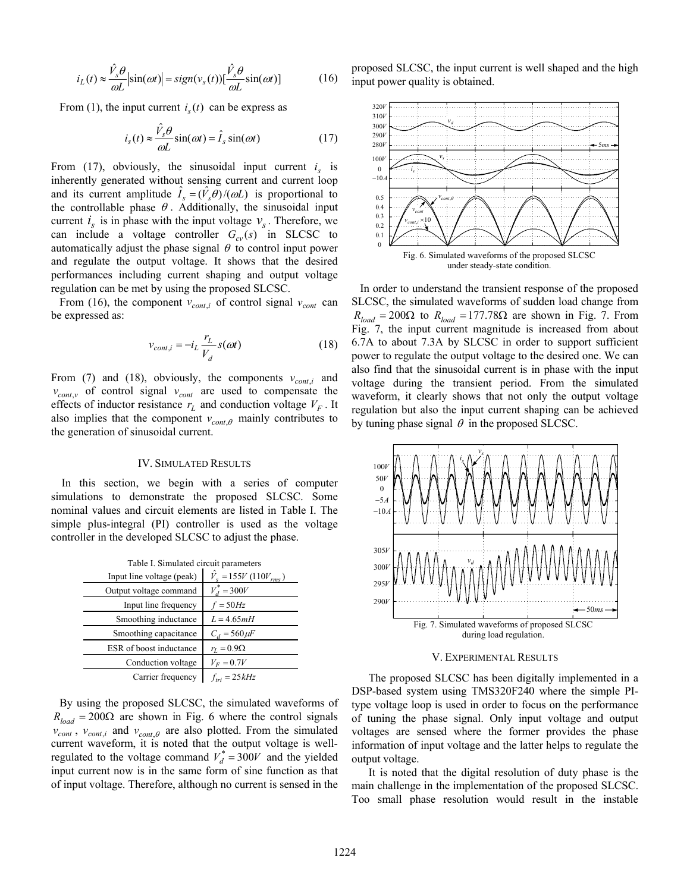$$i_L(t) \approx \frac{\hat{V}_s\theta}{\omega L}\left|\sin(\omega t)\right| = sign(v_s(t))[\frac{\hat{V}_s\theta}{\omega L}\sin(\omega t)] \tag{16}$$

From (1), the input current $i_s(t)$ can be express as

$$i_s(t) \approx \frac{\hat{V}_s\theta}{\omega L}\sin(\omega t) = \hat{I}_s \sin(\omega t) \tag{17}$$

From (17), obviously, the sinusoidal input current $i_s$ is inherently generated without sensing current and current loop and its current amplitude $\hat{I}_s = (\hat{V}_s\theta)/(\omega L)$ is proportional to the controllable phase $\theta$. Additionally, the sinusoidal input current $i_s$ is in phase with the input voltage $v_s$. Therefore, we can include a voltage controller $G_{cv}(s)$ in SLCSC to automatically adjust the phase signal $\theta$ to control input power and regulate the output voltage. It shows that the desired performances including current shaping and output voltage regulation can be met by using the proposed SLCSC.

From (16), the component $v_{cont,i}$ of control signal $v_{cont}$ can be expressed as:

$$v_{cont,i} = -i_L \frac{r_L}{V_d} s(\omega t) \tag{18}$$

From (7) and (18), obviously, the components $v_{cont,i}$ and $v_{cont,v}$ of control signal $v_{cont}$ are used to compensate the effects of inductor resistance $r_L$ and conduction voltage $V_F$. It also implies that the component $v_{cont,\theta}$ mainly contributes to the generation of sinusoidal current.

## IV. Simulated Results

In this section, we begin with a series of computer simulations to demonstrate the proposed SLCSC. Some nominal values and circuit elements are listed in Table I. The simple plus-integral (PI) controller is used as the voltage controller in the developed SLCSC to adjust the phase.

Table I. Simulated circuit parameters

| Parameter | Value |
|---|---|
| Input line voltage (peak) | $\hat{V}_s = 155V$ ($110V_{rms}$) |
| Output voltage command | $V_d^* = 300V$ |
| Input line frequency | $f = 50Hz$ |
| Smoothing inductance | $L = 4.65mH$ |
| Smoothing capacitance | $C_d = 560\mu F$ |
| ESR of boost inductance | $r_L = 0.9\Omega$ |
| Conduction voltage | $V_F = 0.7V$ |
| Carrier frequency | $f_{tri} = 25kHz$ |

By using the proposed SLCSC, the simulated waveforms of $R_{load} = 200\Omega$ are shown in Fig. 6 where the control signals $v_{cont}$, $v_{cont,i}$ and $v_{cont,\theta}$ are also plotted. From the simulated current waveform, it is noted that the output voltage is well-regulated to the voltage command $V_d^* = 300V$ and the yielded input current now is in the same form of sine function as that of input voltage. Therefore, although no current is sensed in the proposed SLCSC, the input current is well shaped and the high input power quality is obtained.

Fig. 6. Simulated waveforms of the proposed SLCSC under steady-state condition.

In order to understand the transient response of the proposed SLCSC, the simulated waveforms of sudden load change from $R_{load} = 200\Omega$ to $R_{load} = 177.78\Omega$ are shown in Fig. 7. From Fig. 7, the input current magnitude is increased from about 6.7A to about 7.3A by SLCSC in order to support sufficient power to regulate the output voltage to the desired one. We can also find that the sinusoidal current is in phase with the input voltage during the transient period. From the simulated waveform, it clearly shows that not only the output voltage regulation but also the input current shaping can be achieved by tuning phase signal $\theta$ in the proposed SLCSC.

Fig. 7. Simulated waveforms of proposed SLCSC during load regulation.

## V. Experimental Results

The proposed SLCSC has been digitally implemented in a DSP-based system using TMS320F240 where the simple PI-type voltage loop is used in order to focus on the performance of tuning the phase signal. Only input voltage and output voltages are sensed where the former provides the phase information of input voltage and the latter helps to regulate the output voltage.

It is noted that the digital resolution of duty phase is the main challenge in the implementation of the proposed SLCSC. Too small phase resolution would result in the instable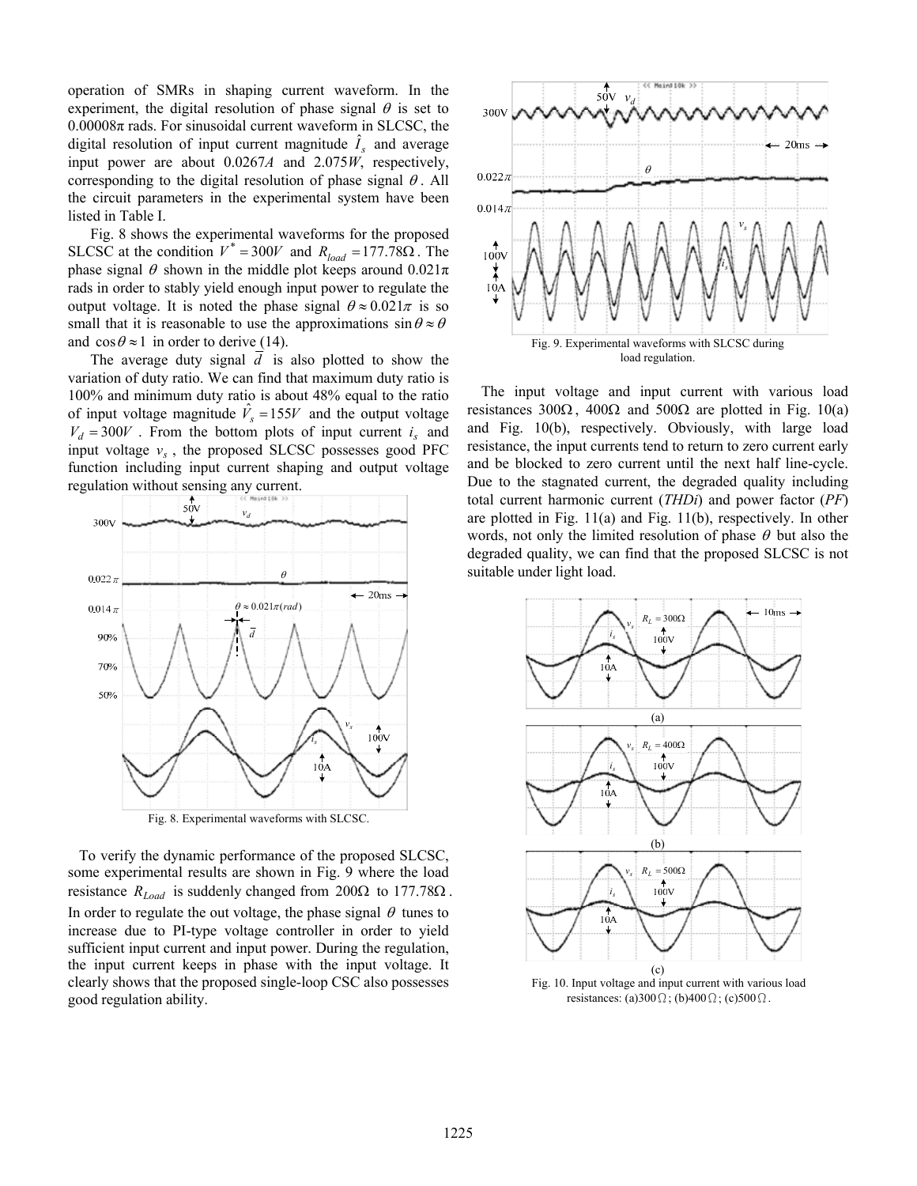operation of SMRs in shaping current waveform. In the experiment, the digital resolution of phase signal $\theta$ is set to 0.00008π rads. For sinusoidal current waveform in SLCSC, the digital resolution of input current magnitude $\hat{I}_s$ and average input power are about 0.0267*A* and 2.075*W*, respectively, corresponding to the digital resolution of phase signal $\theta$. All the circuit parameters in the experimental system have been listed in Table I.

Fig. 8 shows the experimental waveforms for the proposed SLCSC at the condition $V^* = 300V$ and $R_{load} = 177.78\Omega$. The phase signal $\theta$ shown in the middle plot keeps around 0.021π rads in order to stably yield enough input power to regulate the output voltage. It is noted the phase signal $\theta \approx 0.021\pi$ is so small that it is reasonable to use the approximations $\sin\theta \approx \theta$ and $\cos\theta \approx 1$ in order to derive (14).

The average duty signal $\overline{d}$ is also plotted to show the variation of duty ratio. We can find that maximum duty ratio is 100% and minimum duty ratio is about 48% equal to the ratio of input voltage magnitude $\hat{V}_s = 155V$ and the output voltage $V_d = 300V$. From the bottom plots of input current $i_s$ and input voltage $v_s$, the proposed SLCSC possesses good PFC function including input current shaping and output voltage regulation without sensing any current.

Fig. 8. Experimental waveforms with SLCSC.

To verify the dynamic performance of the proposed SLCSC, some experimental results are shown in Fig. 9 where the load resistance $R_{Load}$ is suddenly changed from 200Ω to 177.78Ω. In order to regulate the out voltage, the phase signal $\theta$ tunes to increase due to PI-type voltage controller in order to yield sufficient input current and input power. During the regulation, the input current keeps in phase with the input voltage. It clearly shows that the proposed single-loop CSC also possesses good regulation ability.

Fig. 9. Experimental waveforms with SLCSC during load regulation.

The input voltage and input current with various load resistances 300Ω, 400Ω and 500Ω are plotted in Fig. 10(a) and Fig. 10(b), respectively. Obviously, with large load resistance, the input currents tend to return to zero current early and be blocked to zero current until the next half line-cycle. Due to the stagnated current, the degraded quality including total current harmonic current (*THDi*) and power factor (*PF*) are plotted in Fig. 11(a) and Fig. 11(b), respectively. In other words, not only the limited resolution of phase $\theta$ but also the degraded quality, we can find that the proposed SLCSC is not suitable under light load.

Fig. 10. Input voltage and input current with various load resistances: (a)300Ω; (b)400Ω; (c)500Ω.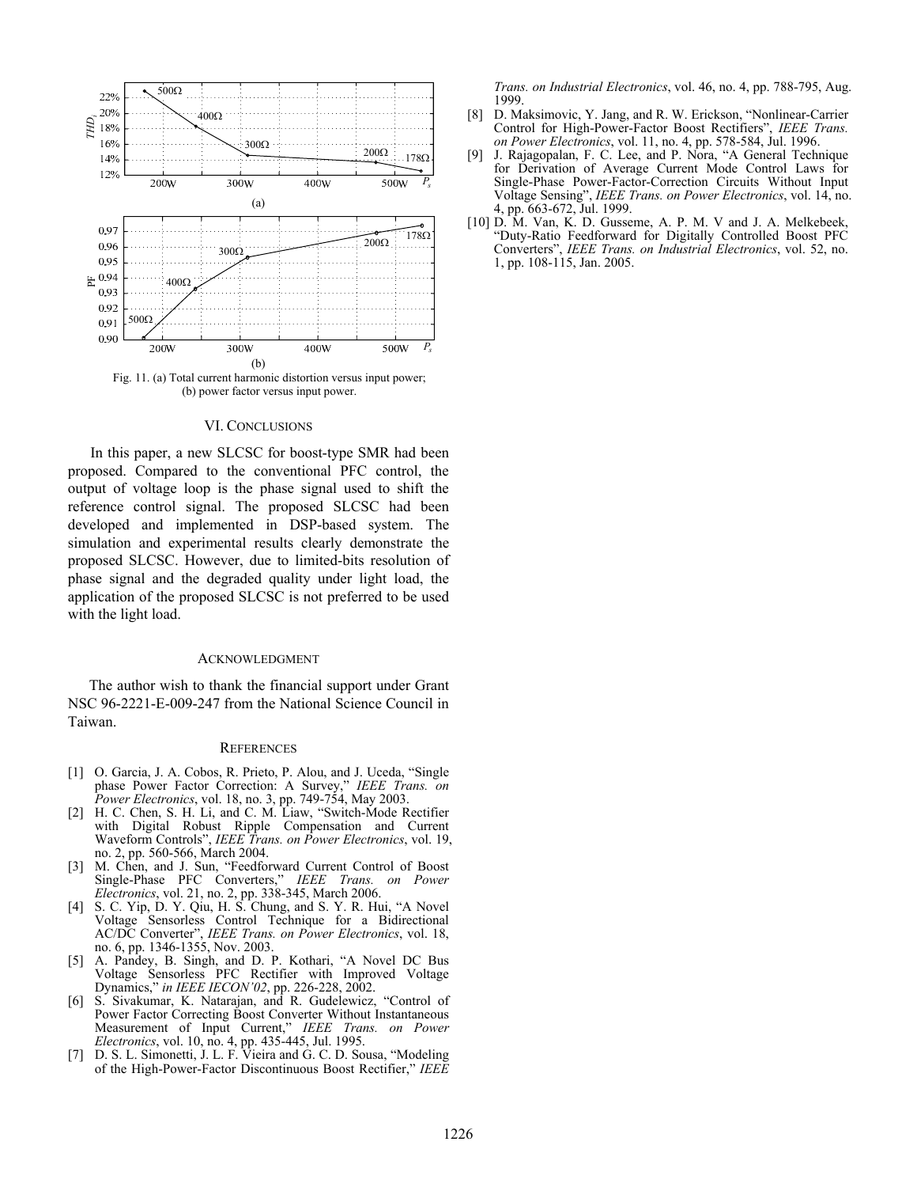22%
20%
18%
16%
14%
12%
$THD_i$
500Ω
400Ω
300Ω
200Ω
178Ω
200W
300W
400W
500W
$P_s$

(a)

0,97
0.96
0.95
0.94
0.93
0.92
0,91
0.90
PF
178Ω
200Ω
300Ω
400Ω
500Ω
200W
300W
400W
500W
$P_s$

(b)

Fig. 11. (a) Total current harmonic distortion versus input power; (b) power factor versus input power.

## VI. Conclusions

In this paper, a new SLCSC for boost-type SMR had been proposed. Compared to the conventional PFC control, the output of voltage loop is the phase signal used to shift the reference control signal. The proposed SLCSC had been developed and implemented in DSP-based system. The simulation and experimental results clearly demonstrate the proposed SLCSC. However, due to limited-bits resolution of phase signal and the degraded quality under light load, the application of the proposed SLCSC is not preferred to be used with the light load.

## Acknowledgment

The author wish to thank the financial support under Grant NSC 96-2221-E-009-247 from the National Science Council in Taiwan.

## References

[1] O. Garcia, J. A. Cobos, R. Prieto, P. Alou, and J. Uceda, "Single phase Power Factor Correction: A Survey," *IEEE Trans. on Power Electronics*, vol. 18, no. 3, pp. 749-754, May 2003.

[2] H. C. Chen, S. H. Li, and C. M. Liaw, "Switch-Mode Rectifier with Digital Robust Ripple Compensation and Current Waveform Controls", *IEEE Trans. on Power Electronics*, vol. 19, no. 2, pp. 560-566, March 2004.

[3] M. Chen, and J. Sun, "Feedforward Current Control of Boost Single-Phase PFC Converters," *IEEE Trans. on Power Electronics*, vol. 21, no. 2, pp. 338-345, March 2006.

[4] S. C. Yip, D. Y. Qiu, H. S. Chung, and S. Y. R. Hui, "A Novel Voltage Sensorless Control Technique for a Bidirectional AC/DC Converter", *IEEE Trans. on Power Electronics*, vol. 18, no. 6, pp. 1346-1355, Nov. 2003.

[5] A. Pandey, B. Singh, and D. P. Kothari, "A Novel DC Bus Voltage Sensorless PFC Rectifier with Improved Voltage Dynamics," *in IEEE IECON'02*, pp. 226-228, 2002.

[6] S. Sivakumar, K. Natarajan, and R. Gudelewicz, "Control of Power Factor Correcting Boost Converter Without Instantaneous Measurement of Input Current," *IEEE Trans. on Power Electronics*, vol. 10, no. 4, pp. 435-445, Jul. 1995.

[7] D. S. L. Simonetti, J. L. F. Vieira and G. C. D. Sousa, "Modeling of the High-Power-Factor Discontinuous Boost Rectifier," *IEEE Trans. on Industrial Electronics*, vol. 46, no. 4, pp. 788-795, Aug. 1999.

[8] D. Maksimovic, Y. Jang, and R. W. Erickson, "Nonlinear-Carrier Control for High-Power-Factor Boost Rectifiers", *IEEE Trans. on Power Electronics*, vol. 11, no. 4, pp. 578-584, Jul. 1996.

[9] J. Rajagopalan, F. C. Lee, and P. Nora, "A General Technique for Derivation of Average Current Mode Control Laws for Single-Phase Power-Factor-Correction Circuits Without Input Voltage Sensing", *IEEE Trans. on Power Electronics*, vol. 14, no. 4, pp. 663-672, Jul. 1999.

[10] D. M. Van, K. D. Gusseme, A. P. M. V and J. A. Melkebeek, "Duty-Ratio Feedforward for Digitally Controlled Boost PFC Converters", *IEEE Trans. on Industrial Electronics*, vol. 52, no. 1, pp. 108-115, Jan. 2005.